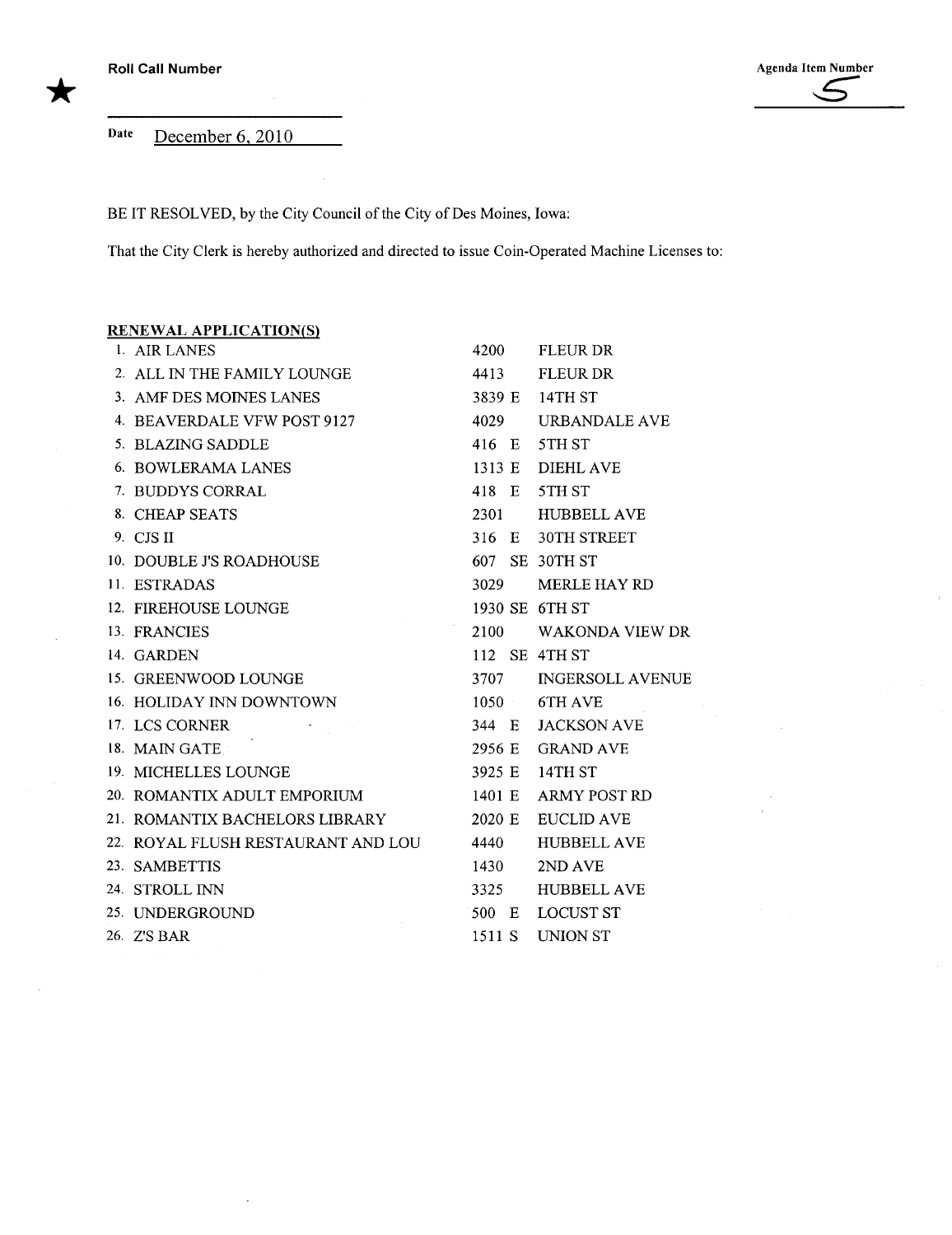★ Roll Call Number

Agenda Item Number
5

Date December 6, 2010

BE IT RESOLVED, by the City Council of the City of Des Moines, Iowa:

That the City Clerk is hereby authorized and directed to issue Coin-Operated Machine Licenses to:

**RENEWAL APPLICATION(S)**

| | | | |
|---|---|---|---|
| 1. | AIR LANES | 4200 | FLEUR DR |
| 2. | ALL IN THE FAMILY LOUNGE | 4413 | FLEUR DR |
| 3. | AMF DES MOINES LANES | 3839 E | 14TH ST |
| 4. | BEAVERDALE VFW POST 9127 | 4029 | URBANDALE AVE |
| 5. | BLAZING SADDLE | 416 E | 5TH ST |
| 6. | BOWLERAMA LANES | 1313 E | DIEHL AVE |
| 7. | BUDDYS CORRAL | 418 E | 5TH ST |
| 8. | CHEAP SEATS | 2301 | HUBBELL AVE |
| 9. | CJS II | 316 E | 30TH STREET |
| 10. | DOUBLE J'S ROADHOUSE | 607 SE | 30TH ST |
| 11. | ESTRADAS | 3029 | MERLE HAY RD |
| 12. | FIREHOUSE LOUNGE | 1930 SE | 6TH ST |
| 13. | FRANCIES | 2100 | WAKONDA VIEW DR |
| 14. | GARDEN | 112 SE | 4TH ST |
| 15. | GREENWOOD LOUNGE | 3707 | INGERSOLL AVENUE |
| 16. | HOLIDAY INN DOWNTOWN | 1050 | 6TH AVE |
| 17. | LCS CORNER | 344 E | JACKSON AVE |
| 18. | MAIN GATE | 2956 E | GRAND AVE |
| 19. | MICHELLES LOUNGE | 3925 E | 14TH ST |
| 20. | ROMANTIX ADULT EMPORIUM | 1401 E | ARMY POST RD |
| 21. | ROMANTIX BACHELORS LIBRARY | 2020 E | EUCLID AVE |
| 22. | ROYAL FLUSH RESTAURANT AND LOU | 4440 | HUBBELL AVE |
| 23. | SAMBETTIS | 1430 | 2ND AVE |
| 24. | STROLL INN | 3325 | HUBBELL AVE |
| 25. | UNDERGROUND | 500 E | LOCUST ST |
| 26. | Z'S BAR | 1511 S | UNION ST |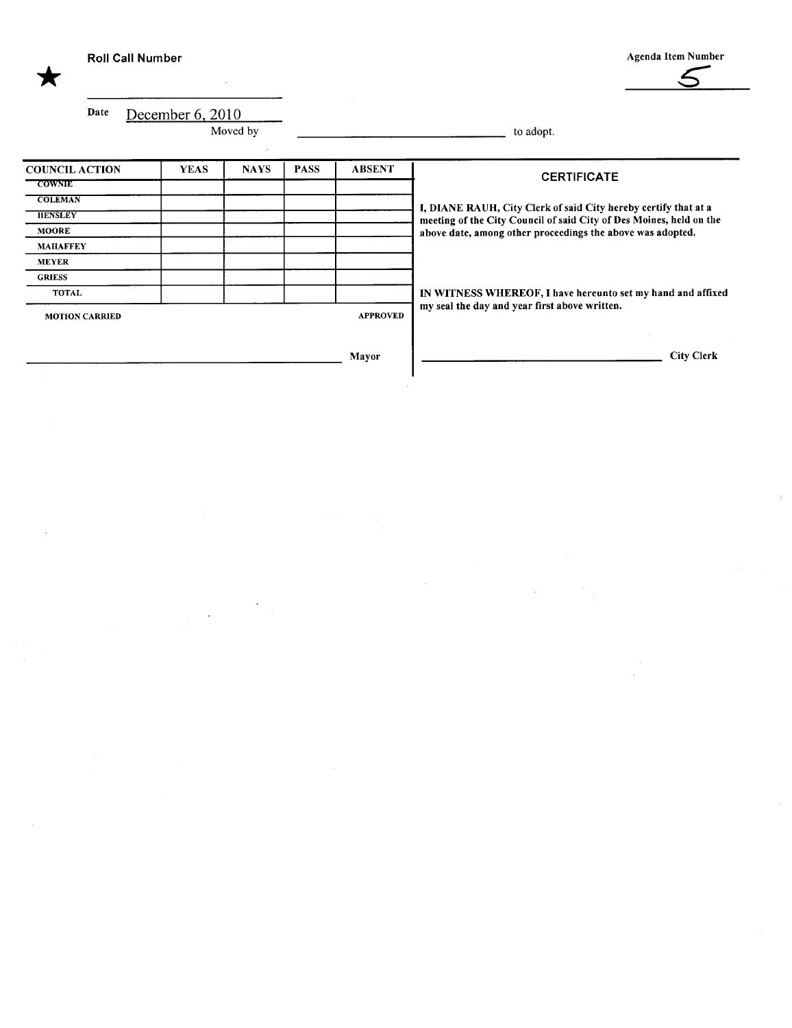★ **Roll Call Number** ____________________

**Agenda Item Number** 5

Date December 6, 2010

Moved by ______________________ to adopt.

| COUNCIL ACTION | YEAS | NAYS | PASS | ABSENT |
|---|---|---|---|---|
| COWNIE | | | | |
| COLEMAN | | | | |
| HENSLEY | | | | |
| MOORE | | | | |
| MAHAFFEY | | | | |
| MEYER | | | | |
| GRIESS | | | | |
| TOTAL | | | | |

MOTION CARRIED APPROVED

______________________ Mayor

**CERTIFICATE**

**I, DIANE RAUH, City Clerk of said City hereby certify that at a meeting of the City Council of said City of Des Moines, held on the above date, among other proceedings the above was adopted.**

**IN WITNESS WHEREOF, I have hereunto set my hand and affixed my seal the day and year first above written.**

______________________ City Clerk